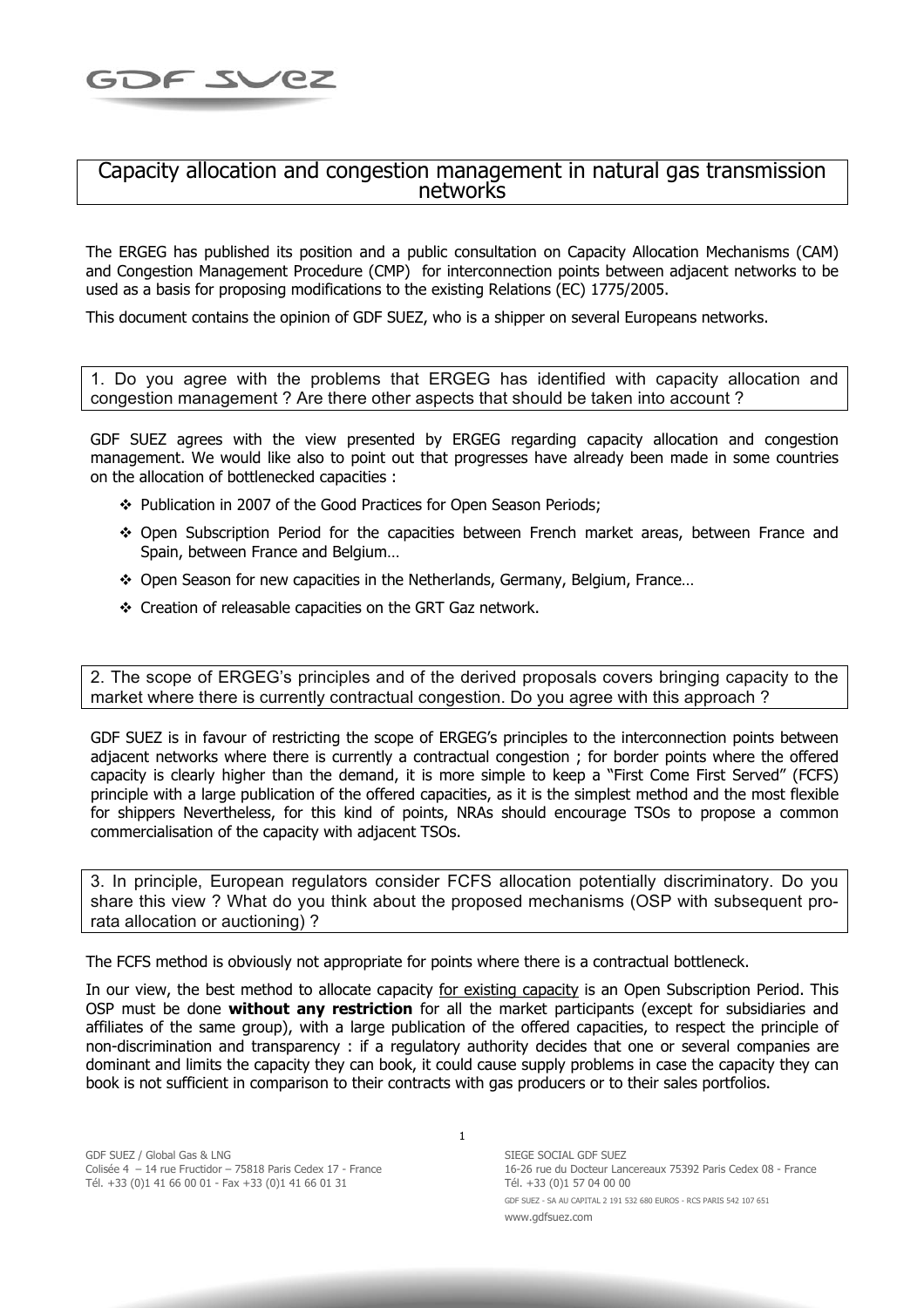# Capacity allocation and congestion management in natural gas transmission networks

The ERGEG has published its position and a public consultation on Capacity Allocation Mechanisms (CAM) and Congestion Management Procedure (CMP) for interconnection points between adjacent networks to be used as a basis for proposing modifications to the existing Relations (EC) 1775/2005.

This document contains the opinion of GDF SUEZ, who is a shipper on several Europeans networks.

## 1. Do you agree with the problems that ERGEG has identified with capacity allocation and congestion management ? Are there other aspects that should be taken into account ?

GDF SUEZ agrees with the view presented by ERGEG regarding capacity allocation and congestion management. We would like also to point out that progresses have already been made in some countries on the allocation of bottlenecked capacities :

- Publication in 2007 of the Good Practices for Open Season Periods;
- Open Subscription Period for the capacities between French market areas, between France and Spain, between France and Belgium…
- Open Season for new capacities in the Netherlands, Germany, Belgium, France…
- Creation of releasable capacities on the GRT Gaz network.

## 2. The scope of ERGEG's principles and of the derived proposals covers bringing capacity to the market where there is currently contractual congestion. Do you agree with this approach ?

GDF SUEZ is in favour of restricting the scope of ERGEG's principles to the interconnection points between adjacent networks where there is currently a contractual congestion ; for border points where the offered capacity is clearly higher than the demand, it is more simple to keep a "First Come First Served" (FCFS) principle with a large publication of the offered capacities, as it is the simplest method and the most flexible for shippers Nevertheless, for this kind of points, NRAs should encourage TSOs to propose a common commercialisation of the capacity with adjacent TSOs.

## 3. In principle, European regulators consider FCFS allocation potentially discriminatory. Do you share this view ? What do you think about the proposed mechanisms (OSP with subsequent pro-rata allocation or auctioning) ?

The FCFS method is obviously not appropriate for points where there is a contractual bottleneck.

In our view, the best method to allocate capacity for existing capacity is an Open Subscription Period. This OSP must be done **without any restriction** for all the market participants (except for subsidiaries and affiliates of the same group), with a large publication of the offered capacities, to respect the principle of non-discrimination and transparency : if a regulatory authority decides that one or several companies are dominant and limits the capacity they can book, it could cause supply problems in case the capacity they can book is not sufficient in comparison to their contracts with gas producers or to their sales portfolios.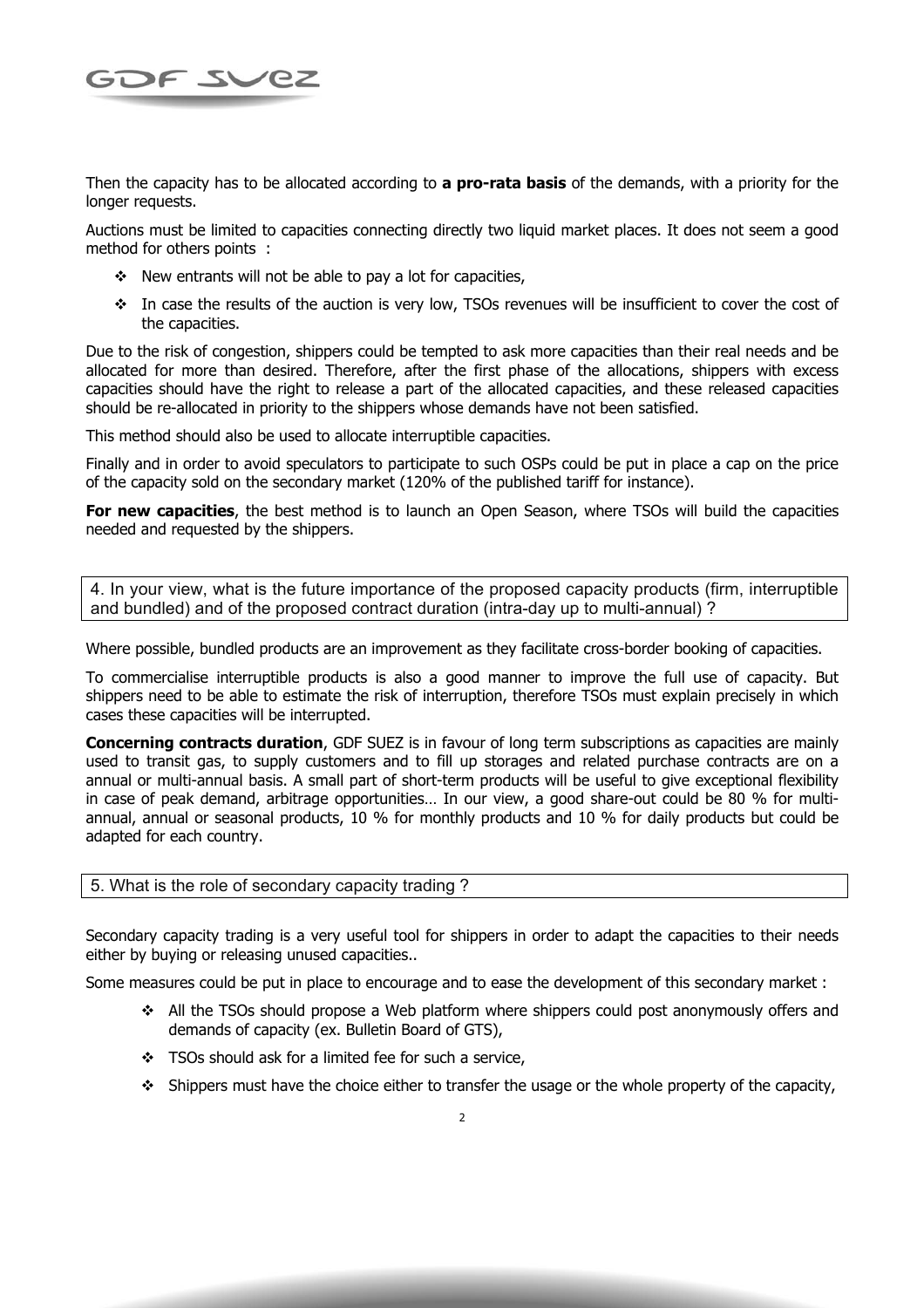Then the capacity has to be allocated according to **a pro-rata basis** of the demands, with a priority for the longer requests.

Auctions must be limited to capacities connecting directly two liquid market places. It does not seem a good method for others points :

- New entrants will not be able to pay a lot for capacities,
- In case the results of the auction is very low, TSOs revenues will be insufficient to cover the cost of the capacities.

Due to the risk of congestion, shippers could be tempted to ask more capacities than their real needs and be allocated for more than desired. Therefore, after the first phase of the allocations, shippers with excess capacities should have the right to release a part of the allocated capacities, and these released capacities should be re-allocated in priority to the shippers whose demands have not been satisfied.

This method should also be used to allocate interruptible capacities.

Finally and in order to avoid speculators to participate to such OSPs could be put in place a cap on the price of the capacity sold on the secondary market (120% of the published tariff for instance).

**For new capacities**, the best method is to launch an Open Season, where TSOs will build the capacities needed and requested by the shippers.

### 4. In your view, what is the future importance of the proposed capacity products (firm, interruptible and bundled) and of the proposed contract duration (intra-day up to multi-annual) ?

Where possible, bundled products are an improvement as they facilitate cross-border booking of capacities.

To commercialise interruptible products is also a good manner to improve the full use of capacity. But shippers need to be able to estimate the risk of interruption, therefore TSOs must explain precisely in which cases these capacities will be interrupted.

**Concerning contracts duration**, GDF SUEZ is in favour of long term subscriptions as capacities are mainly used to transit gas, to supply customers and to fill up storages and related purchase contracts are on a annual or multi-annual basis. A small part of short-term products will be useful to give exceptional flexibility in case of peak demand, arbitrage opportunities… In our view, a good share-out could be 80 % for multi-annual, annual or seasonal products, 10 % for monthly products and 10 % for daily products but could be adapted for each country.

### 5. What is the role of secondary capacity trading ?

Secondary capacity trading is a very useful tool for shippers in order to adapt the capacities to their needs either by buying or releasing unused capacities..

Some measures could be put in place to encourage and to ease the development of this secondary market :

- All the TSOs should propose a Web platform where shippers could post anonymously offers and demands of capacity (ex. Bulletin Board of GTS),
- TSOs should ask for a limited fee for such a service,
- Shippers must have the choice either to transfer the usage or the whole property of the capacity,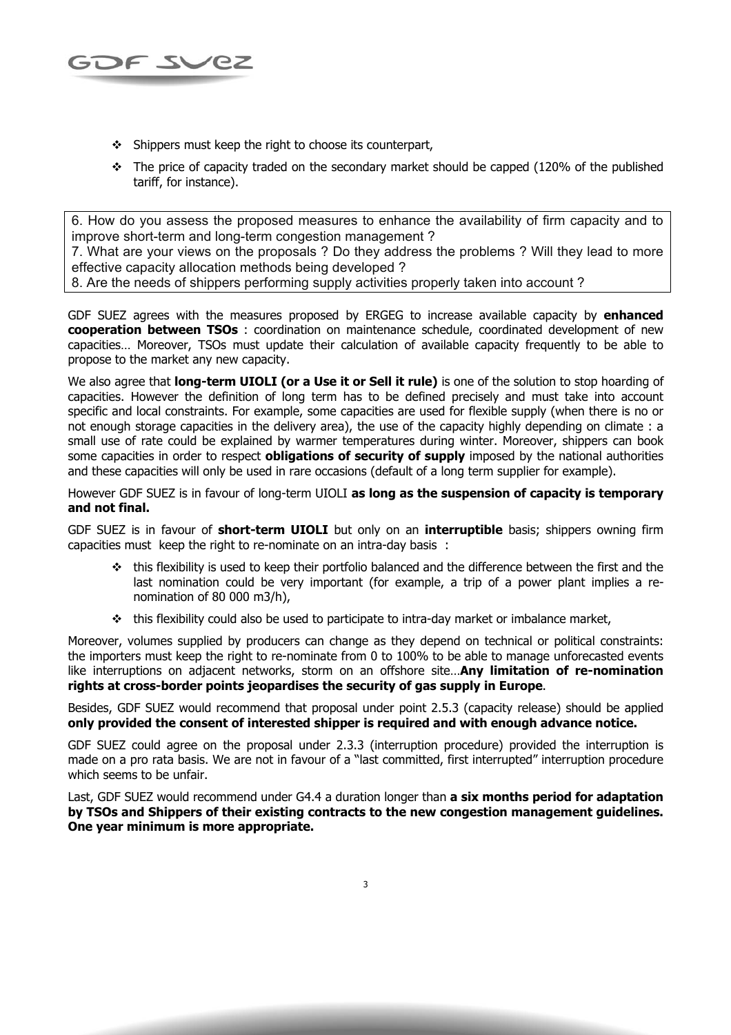- Shippers must keep the right to choose its counterpart,
- The price of capacity traded on the secondary market should be capped (120% of the published tariff, for instance).

> 6. How do you assess the proposed measures to enhance the availability of firm capacity and to improve short-term and long-term congestion management ?
> 7. What are your views on the proposals ? Do they address the problems ? Will they lead to more effective capacity allocation methods being developed ?
> 8. Are the needs of shippers performing supply activities properly taken into account ?

GDF SUEZ agrees with the measures proposed by ERGEG to increase available capacity by **enhanced cooperation between TSOs** : coordination on maintenance schedule, coordinated development of new capacities… Moreover, TSOs must update their calculation of available capacity frequently to be able to propose to the market any new capacity.

We also agree that **long-term UIOLI (or a Use it or Sell it rule)** is one of the solution to stop hoarding of capacities. However the definition of long term has to be defined precisely and must take into account specific and local constraints. For example, some capacities are used for flexible supply (when there is no or not enough storage capacities in the delivery area), the use of the capacity highly depending on climate : a small use of rate could be explained by warmer temperatures during winter. Moreover, shippers can book some capacities in order to respect **obligations of security of supply** imposed by the national authorities and these capacities will only be used in rare occasions (default of a long term supplier for example).

However GDF SUEZ is in favour of long-term UIOLI **as long as the suspension of capacity is temporary and not final.**

GDF SUEZ is in favour of **short-term UIOLI** but only on an **interruptible** basis; shippers owning firm capacities must keep the right to re-nominate on an intra-day basis :

- this flexibility is used to keep their portfolio balanced and the difference between the first and the last nomination could be very important (for example, a trip of a power plant implies a re-nomination of 80 000 m3/h),
- this flexibility could also be used to participate to intra-day market or imbalance market,

Moreover, volumes supplied by producers can change as they depend on technical or political constraints: the importers must keep the right to re-nominate from 0 to 100% to be able to manage unforecasted events like interruptions on adjacent networks, storm on an offshore site…**Any limitation of re-nomination rights at cross-border points jeopardises the security of gas supply in Europe**.

Besides, GDF SUEZ would recommend that proposal under point 2.5.3 (capacity release) should be applied **only provided the consent of interested shipper is required and with enough advance notice.**

GDF SUEZ could agree on the proposal under 2.3.3 (interruption procedure) provided the interruption is made on a pro rata basis. We are not in favour of a "last committed, first interrupted" interruption procedure which seems to be unfair.

Last, GDF SUEZ would recommend under G4.4 a duration longer than **a six months period for adaptation by TSOs and Shippers of their existing contracts to the new congestion management guidelines. One year minimum is more appropriate.**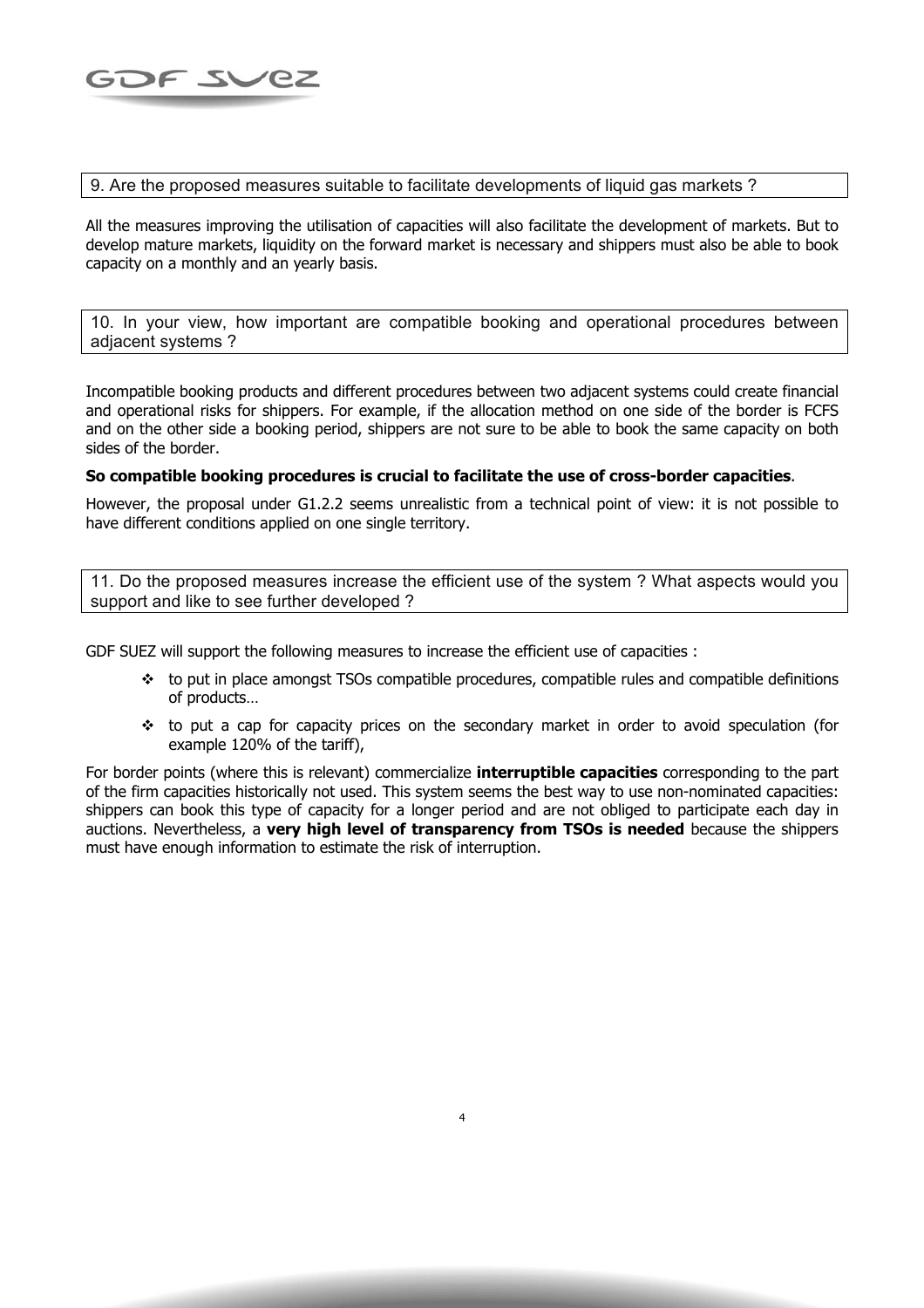9. Are the proposed measures suitable to facilitate developments of liquid gas markets ?

All the measures improving the utilisation of capacities will also facilitate the development of markets. But to develop mature markets, liquidity on the forward market is necessary and shippers must also be able to book capacity on a monthly and an yearly basis.

10. In your view, how important are compatible booking and operational procedures between adjacent systems ?

Incompatible booking products and different procedures between two adjacent systems could create financial and operational risks for shippers. For example, if the allocation method on one side of the border is FCFS and on the other side a booking period, shippers are not sure to be able to book the same capacity on both sides of the border.

**So compatible booking procedures is crucial to facilitate the use of cross-border capacities**.

However, the proposal under G1.2.2 seems unrealistic from a technical point of view: it is not possible to have different conditions applied on one single territory.

11. Do the proposed measures increase the efficient use of the system ? What aspects would you support and like to see further developed ?

GDF SUEZ will support the following measures to increase the efficient use of capacities :

- to put in place amongst TSOs compatible procedures, compatible rules and compatible definitions of products…
- to put a cap for capacity prices on the secondary market in order to avoid speculation (for example 120% of the tariff),

For border points (where this is relevant) commercialize **interruptible capacities** corresponding to the part of the firm capacities historically not used. This system seems the best way to use non-nominated capacities: shippers can book this type of capacity for a longer period and are not obliged to participate each day in auctions. Nevertheless, a **very high level of transparency from TSOs is needed** because the shippers must have enough information to estimate the risk of interruption.